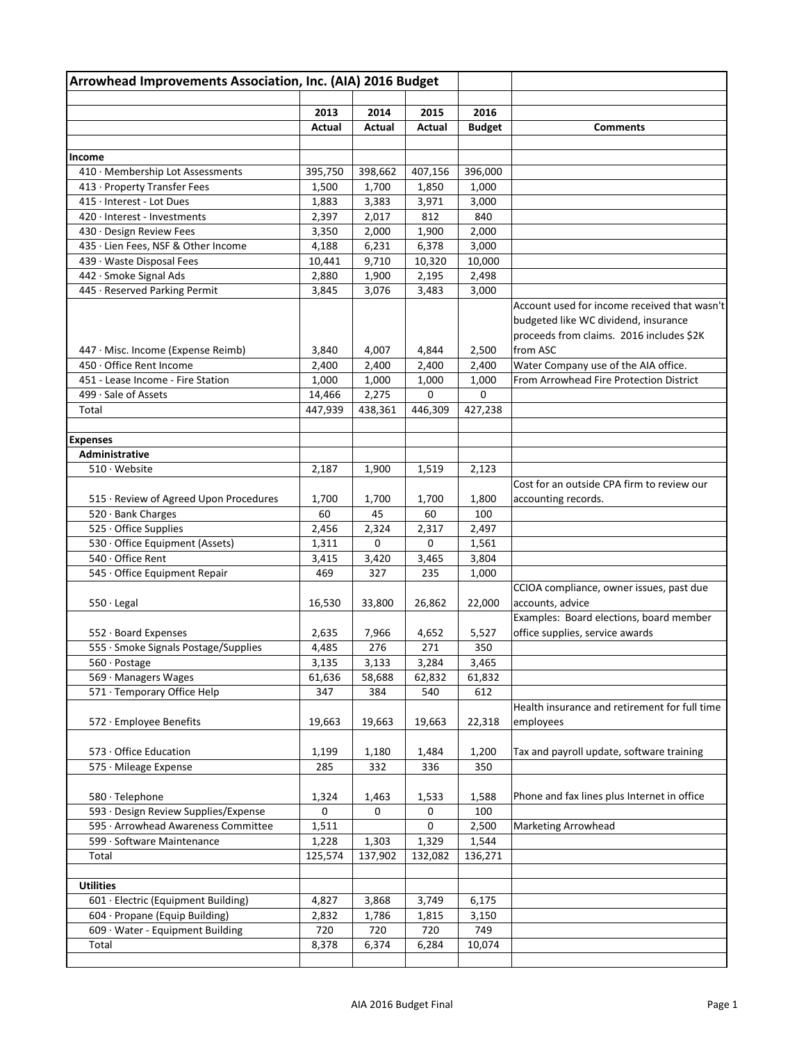# Arrowhead Improvements Association, Inc. (AIA) 2016 Budget

| | 2013 Actual | 2014 Actual | 2015 Actual | 2016 Budget | Comments |
|---|---|---|---|---|---|
| **Income** | | | | | |
| 410 · Membership Lot Assessments | 395,750 | 398,662 | 407,156 | 396,000 | |
| 413 · Property Transfer Fees | 1,500 | 1,700 | 1,850 | 1,000 | |
| 415 · Interest - Lot Dues | 1,883 | 3,383 | 3,971 | 3,000 | |
| 420 · Interest - Investments | 2,397 | 2,017 | 812 | 840 | |
| 430 · Design Review Fees | 3,350 | 2,000 | 1,900 | 2,000 | |
| 435 · Lien Fees, NSF & Other Income | 4,188 | 6,231 | 6,378 | 3,000 | |
| 439 · Waste Disposal Fees | 10,441 | 9,710 | 10,320 | 10,000 | |
| 442 · Smoke Signal Ads | 2,880 | 1,900 | 2,195 | 2,498 | |
| 445 · Reserved Parking Permit | 3,845 | 3,076 | 3,483 | 3,000 | |
| 447 · Misc. Income (Expense Reimb) | 3,840 | 4,007 | 4,844 | 2,500 | Account used for income received that wasn't budgeted like WC dividend, insurance proceeds from claims. 2016 includes $2K from ASC |
| 450 · Office Rent Income | 2,400 | 2,400 | 2,400 | 2,400 | Water Company use of the AIA office. |
| 451 - Lease Income - Fire Station | 1,000 | 1,000 | 1,000 | 1,000 | From Arrowhead Fire Protection District |
| 499 · Sale of Assets | 14,466 | 2,275 | 0 | 0 | |
| Total | 447,939 | 438,361 | 446,309 | 427,238 | |
| | | | | | |
| **Expenses** | | | | | |
| **Administrative** | | | | | |
| 510 · Website | 2,187 | 1,900 | 1,519 | 2,123 | |
| 515 · Review of Agreed Upon Procedures | 1,700 | 1,700 | 1,700 | 1,800 | Cost for an outside CPA firm to review our accounting records. |
| 520 · Bank Charges | 60 | 45 | 60 | 100 | |
| 525 · Office Supplies | 2,456 | 2,324 | 2,317 | 2,497 | |
| 530 · Office Equipment (Assets) | 1,311 | 0 | 0 | 1,561 | |
| 540 · Office Rent | 3,415 | 3,420 | 3,465 | 3,804 | |
| 545 · Office Equipment Repair | 469 | 327 | 235 | 1,000 | |
| 550 · Legal | 16,530 | 33,800 | 26,862 | 22,000 | CCIOA compliance, owner issues, past due accounts, advice |
| 552 · Board Expenses | 2,635 | 7,966 | 4,652 | 5,527 | Examples: Board elections, board member office supplies, service awards |
| 555 · Smoke Signals Postage/Supplies | 4,485 | 276 | 271 | 350 | |
| 560 · Postage | 3,135 | 3,133 | 3,284 | 3,465 | |
| 569 · Managers Wages | 61,636 | 58,688 | 62,832 | 61,832 | |
| 571 · Temporary Office Help | 347 | 384 | 540 | 612 | |
| 572 · Employee Benefits | 19,663 | 19,663 | 19,663 | 22,318 | Health insurance and retirement for full time employees |
| 573 · Office Education | 1,199 | 1,180 | 1,484 | 1,200 | Tax and payroll update, software training |
| 575 · Mileage Expense | 285 | 332 | 336 | 350 | |
| 580 · Telephone | 1,324 | 1,463 | 1,533 | 1,588 | Phone and fax lines plus Internet in office |
| 593 · Design Review Supplies/Expense | 0 | 0 | 0 | 100 | |
| 595 · Arrowhead Awareness Committee | 1,511 | | 0 | 2,500 | Marketing Arrowhead |
| 599 · Software Maintenance | 1,228 | 1,303 | 1,329 | 1,544 | |
| Total | 125,574 | 137,902 | 132,082 | 136,271 | |
| | | | | | |
| **Utilities** | | | | | |
| 601 · Electric (Equipment Building) | 4,827 | 3,868 | 3,749 | 6,175 | |
| 604 · Propane (Equip Building) | 2,832 | 1,786 | 1,815 | 3,150 | |
| 609 · Water - Equipment Building | 720 | 720 | 720 | 749 | |
| Total | 8,378 | 6,374 | 6,284 | 10,074 | |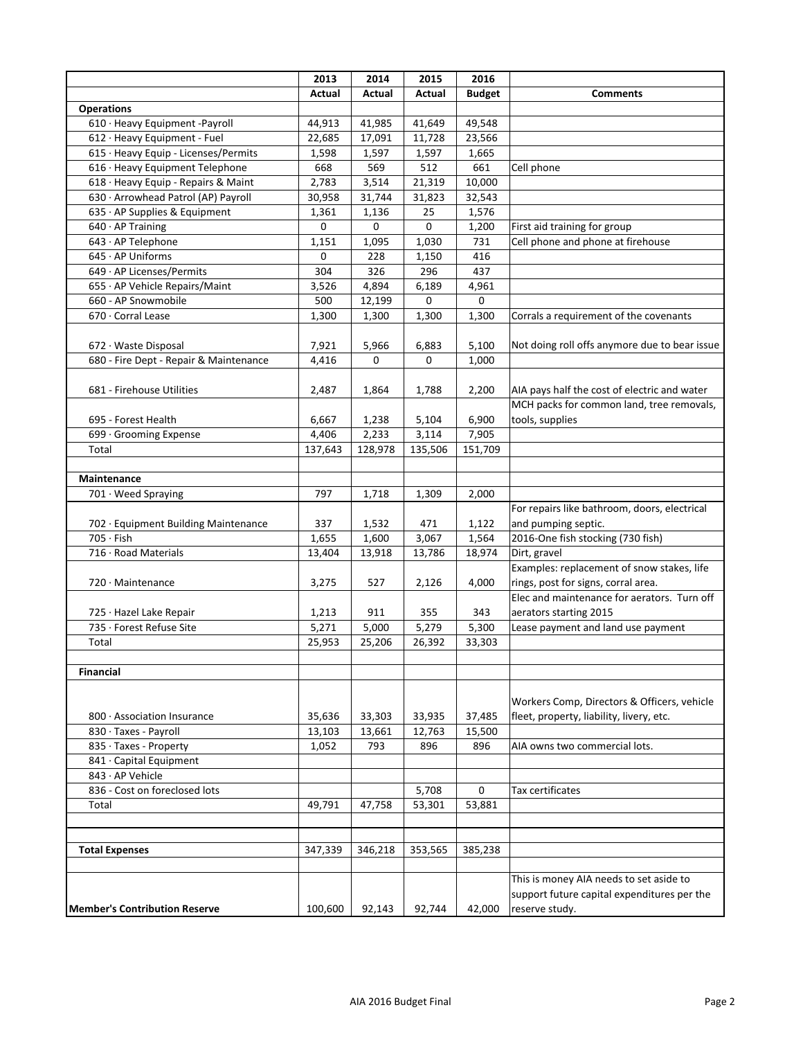| | 2013 | 2014 | 2015 | 2016 | |
|---|---|---|---|---|---|
| | **Actual** | **Actual** | **Actual** | **Budget** | **Comments** |
| **Operations** | | | | | |
| 610 · Heavy Equipment -Payroll | 44,913 | 41,985 | 41,649 | 49,548 | |
| 612 · Heavy Equipment - Fuel | 22,685 | 17,091 | 11,728 | 23,566 | |
| 615 · Heavy Equip - Licenses/Permits | 1,598 | 1,597 | 1,597 | 1,665 | |
| 616 · Heavy Equipment Telephone | 668 | 569 | 512 | 661 | Cell phone |
| 618 · Heavy Equip - Repairs & Maint | 2,783 | 3,514 | 21,319 | 10,000 | |
| 630 · Arrowhead Patrol (AP) Payroll | 30,958 | 31,744 | 31,823 | 32,543 | |
| 635 · AP Supplies & Equipment | 1,361 | 1,136 | 25 | 1,576 | |
| 640 · AP Training | 0 | 0 | 0 | 1,200 | First aid training for group |
| 643 · AP Telephone | 1,151 | 1,095 | 1,030 | 731 | Cell phone and phone at firehouse |
| 645 · AP Uniforms | 0 | 228 | 1,150 | 416 | |
| 649 · AP Licenses/Permits | 304 | 326 | 296 | 437 | |
| 655 · AP Vehicle Repairs/Maint | 3,526 | 4,894 | 6,189 | 4,961 | |
| 660 - AP Snowmobile | 500 | 12,199 | 0 | 0 | |
| 670 · Corral Lease | 1,300 | 1,300 | 1,300 | 1,300 | Corrals a requirement of the covenants |
| 672 · Waste Disposal | 7,921 | 5,966 | 6,883 | 5,100 | Not doing roll offs anymore due to bear issue |
| 680 - Fire Dept - Repair & Maintenance | 4,416 | 0 | 0 | 1,000 | |
| 681 - Firehouse Utilities | 2,487 | 1,864 | 1,788 | 2,200 | AIA pays half the cost of electric and water |
| 695 - Forest Health | 6,667 | 1,238 | 5,104 | 6,900 | MCH packs for common land, tree removals, tools, supplies |
| 699 · Grooming Expense | 4,406 | 2,233 | 3,114 | 7,905 | |
| Total | 137,643 | 128,978 | 135,506 | 151,709 | |
| | | | | | |
| **Maintenance** | | | | | |
| 701 · Weed Spraying | 797 | 1,718 | 1,309 | 2,000 | |
| 702 · Equipment Building Maintenance | 337 | 1,532 | 471 | 1,122 | For repairs like bathroom, doors, electrical and pumping septic. |
| 705 · Fish | 1,655 | 1,600 | 3,067 | 1,564 | 2016-One fish stocking (730 fish) |
| 716 · Road Materials | 13,404 | 13,918 | 13,786 | 18,974 | Dirt, gravel |
| 720 · Maintenance | 3,275 | 527 | 2,126 | 4,000 | Examples: replacement of snow stakes, life rings, post for signs, corral area. |
| 725 · Hazel Lake Repair | 1,213 | 911 | 355 | 343 | Elec and maintenance for aerators. Turn off aerators starting 2015 |
| 735 · Forest Refuse Site | 5,271 | 5,000 | 5,279 | 5,300 | Lease payment and land use payment |
| Total | 25,953 | 25,206 | 26,392 | 33,303 | |
| | | | | | |
| **Financial** | | | | | |
| 800 · Association Insurance | 35,636 | 33,303 | 33,935 | 37,485 | Workers Comp, Directors & Officers, vehicle fleet, property, liability, livery, etc. |
| 830 · Taxes - Payroll | 13,103 | 13,661 | 12,763 | 15,500 | |
| 835 · Taxes - Property | 1,052 | 793 | 896 | 896 | AIA owns two commercial lots. |
| 841 · Capital Equipment | | | | | |
| 843 · AP Vehicle | | | | | |
| 836 - Cost on foreclosed lots | | | 5,708 | 0 | Tax certificates |
| Total | 49,791 | 47,758 | 53,301 | 53,881 | |
| | | | | | |
| **Total Expenses** | 347,339 | 346,218 | 353,565 | 385,238 | |
| | | | | | |
| **Member's Contribution Reserve** | 100,600 | 92,143 | 92,744 | 42,000 | This is money AIA needs to set aside to support future capital expenditures per the reserve study. |